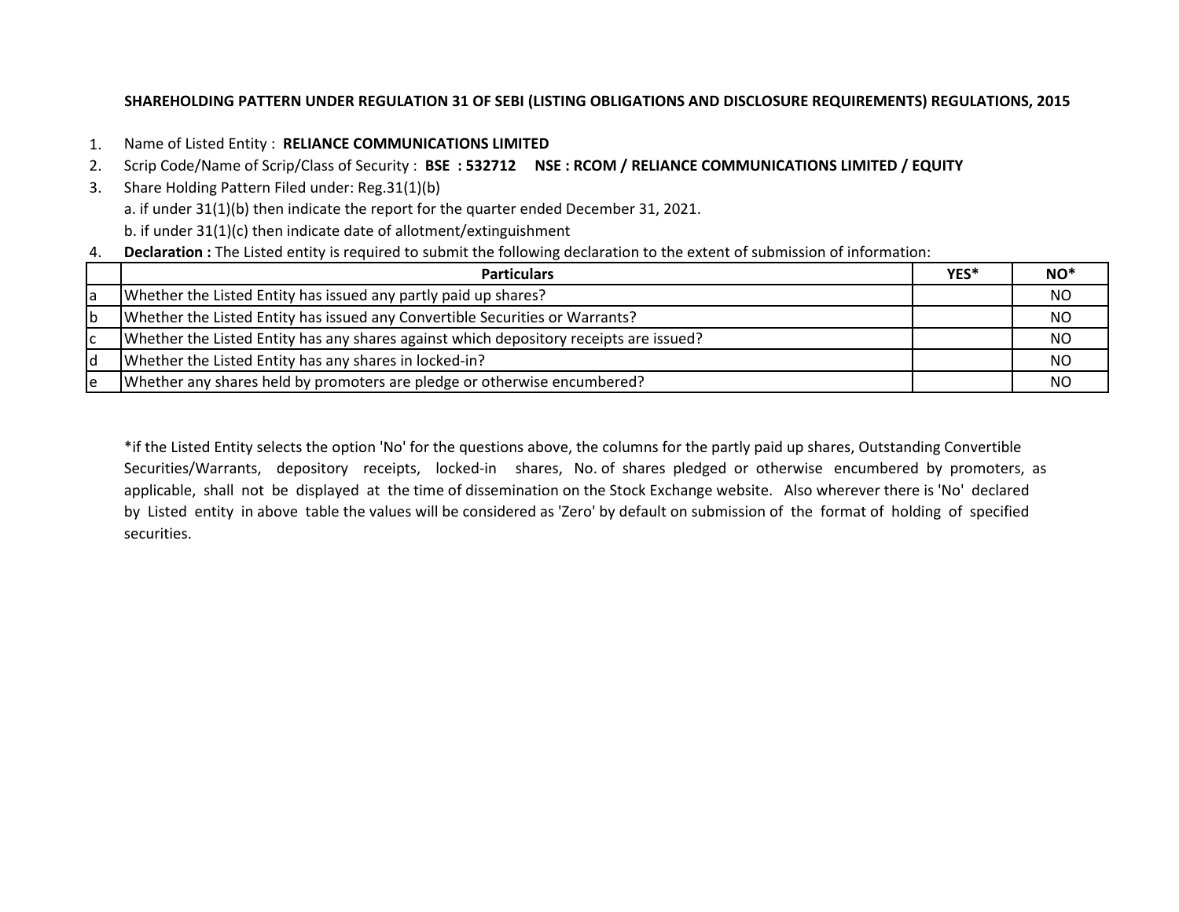# SHAREHOLDING PATTERN UNDER REGULATION 31 OF SEBI (LISTING OBLIGATIONS AND DISCLOSURE REQUIREMENTS) REGULATIONS, 2015

1. Name of Listed Entity : **RELIANCE COMMUNICATIONS LIMITED**
2. Scrip Code/Name of Scrip/Class of Security : **BSE : 532712 NSE : RCOM / RELIANCE COMMUNICATIONS LIMITED / EQUITY**
3. Share Holding Pattern Filed under: Reg.31(1)(b)
   a. if under 31(1)(b) then indicate the report for the quarter ended December 31, 2021.
   b. if under 31(1)(c) then indicate date of allotment/extinguishment
4. **Declaration :** The Listed entity is required to submit the following declaration to the extent of submission of information:

| | Particulars | YES* | NO* |
|---|---|---|---|
| a | Whether the Listed Entity has issued any partly paid up shares? | | NO |
| b | Whether the Listed Entity has issued any Convertible Securities or Warrants? | | NO |
| c | Whether the Listed Entity has any shares against which depository receipts are issued? | | NO |
| d | Whether the Listed Entity has any shares in locked-in? | | NO |
| e | Whether any shares held by promoters are pledge or otherwise encumbered? | | NO |

*if the Listed Entity selects the option 'No' for the questions above, the columns for the partly paid up shares, Outstanding Convertible Securities/Warrants, depository receipts, locked-in shares, No. of shares pledged or otherwise encumbered by promoters, as applicable, shall not be displayed at the time of dissemination on the Stock Exchange website. Also wherever there is 'No' declared by Listed entity in above table the values will be considered as 'Zero' by default on submission of the format of holding of specified securities.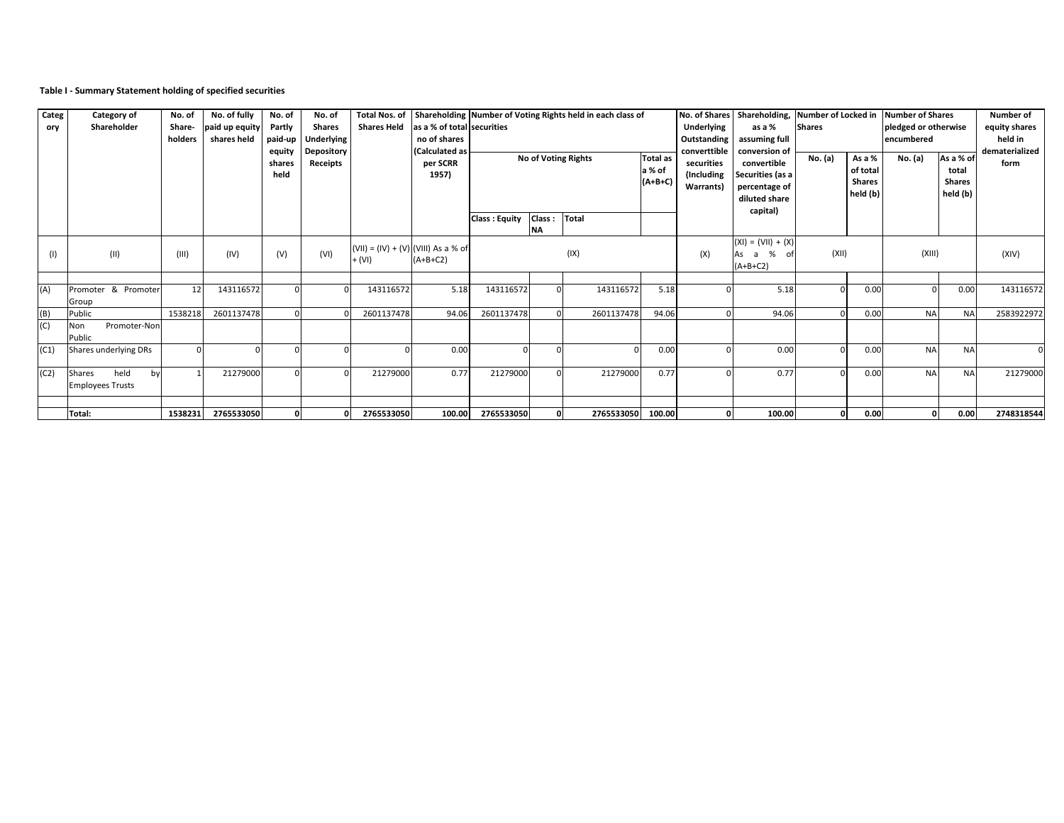**Table I - Summary Statement holding of specified securities**

| Category | Category of Shareholder | No. of Share-holders | No. of fully paid up equity shares held | No. of Partly paid-up equity shares held | No. of Shares Underlying Depository Receipts | Total Nos. of Shares Held | Shareholding as a % of total no of shares (Calculated as per SCRR 1957) | Number of Voting Rights held in each class of securities | | | | No. of Shares Underlying Outstanding converttible securities (Including Warrants) | Shareholding, as a % assuming full conversion of convertible Securities (as a percentage of diluted share capital) | Number of Locked in Shares | | Number of Shares pledged or otherwise encumbered | | Number of equity shares held in dematerialized form |
|---|---|---|---|---|---|---|---|---|---|---|---|---|---|---|---|---|---|---|
| | | | | | | | | No of Voting Rights | | | Total as a % of (A+B+C) | | | No. (a) | As a % of total Shares held (b) | No. (a) | As a % of total Shares held (b) | |
| | | | | | | | | Class : Equity | Class : NA | Total | | | | | | | | |
| (I) | (II) | (III) | (IV) | (V) | (VI) | (VII) = (IV) + (V) + (VI) | (VIII) As a % of (A+B+C2) | (IX) | | | | (X) | (XI) = (VII) + (X) As a % of (A+B+C2) | (XII) | | (XIII) | | (XIV) |
| (A) | Promoter & Promoter Group | 12 | 143116572 | 0 | 0 | 143116572 | 5.18 | 143116572 | 0 | 143116572 | 5.18 | 0 | 5.18 | 0 | 0.00 | 0 | 0.00 | 143116572 |
| (B) | Public | 1538218 | 2601137478 | 0 | 0 | 2601137478 | 94.06 | 2601137478 | 0 | 2601137478 | 94.06 | 0 | 94.06 | 0 | 0.00 | NA | NA | 2583922972 |
| (C) | Non Promoter-Non Public | | | | | | | | | | | | | | | | | |
| (C1) | Shares underlying DRs | 0 | 0 | 0 | 0 | 0 | 0.00 | 0 | 0 | 0 | 0.00 | 0 | 0.00 | 0 | 0.00 | NA | NA | 0 |
| (C2) | Shares held by Employees Trusts | 1 | 21279000 | 0 | 0 | 21279000 | 0.77 | 21279000 | 0 | 21279000 | 0.77 | 0 | 0.77 | 0 | 0.00 | NA | NA | 21279000 |
| | **Total:** | **1538231** | **2765533050** | **0** | **0** | **2765533050** | **100.00** | **2765533050** | **0** | **2765533050** | **100.00** | **0** | **100.00** | **0** | **0.00** | **0** | **0.00** | **2748318544** |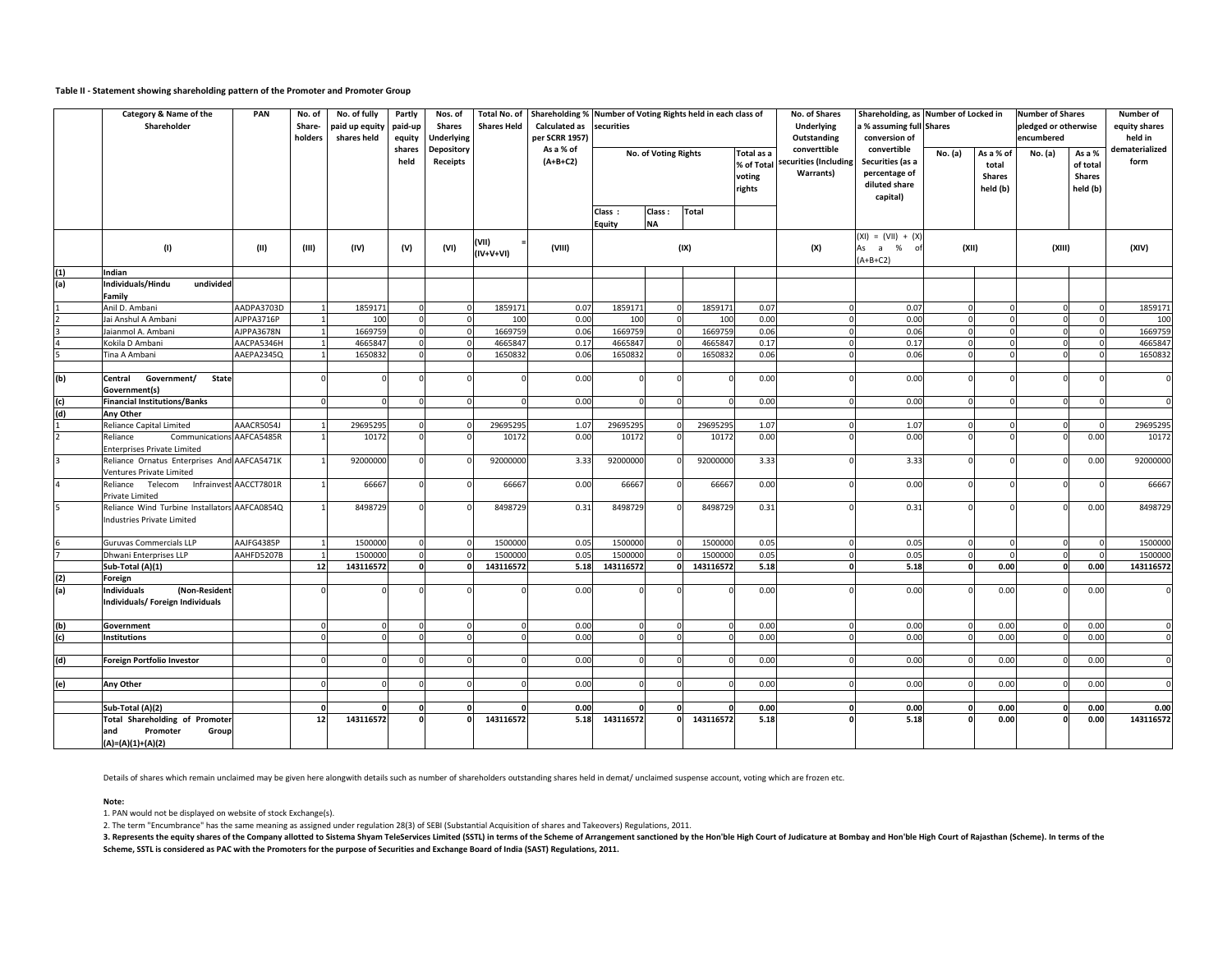**Table II - Statement showing shareholding pattern of the Promoter and Promoter Group**

| | Category & Name of the Shareholder | PAN | No. of Share-holders | No. of fully paid up equity shares held | Partly paid-up equity shares held | Nos. of Shares Underlying Depository Receipts | Total No. of Shares Held | Shareholding % Calculated as per SCRR 1957) As a % of (A+B+C2) | Number of Voting Rights held in each class of securities | | | | No. of Shares Underlying Outstanding converttible securities (Including Warrants) | Shareholding, as a % assuming full conversion of convertible Securities (as a percentage of diluted share capital) | Number of Locked in Shares | | Number of Shares pledged or otherwise encumbered | | Number of equity shares held in dematerialized form |
|---|---|---|---|---|---|---|---|---|---|---|---|---|---|---|---|---|---|---|---|
| | | | | | | | | | No. of Voting Rights | | | Total as a % of Total voting rights | | | No. (a) | As a % of total Shares held (b) | No. (a) | As a % of total Shares held (b) | |
| | | | | | | | | | Class : Equity | Class : NA | Total | | | | | | | | |
| | (I) | (II) | (III) | (IV) | (V) | (VI) | (VII) = (IV+V+VI) | (VIII) | (IX) | | | | (X) | (XI) = (VII) + (X) As a % of (A+B+C2) | (XII) | | (XIII) | | (XIV) |
| (1) | Indian | | | | | | | | | | | | | | | | | | |
| (a) | Individuals/Hindu undivided Family | | | | | | | | | | | | | | | | | | |
| 1 | Anil D. Ambani | AADPA3703D | 1 | 1859171 | 0 | 0 | 1859171 | 0.07 | 1859171 | 0 | 1859171 | 0.07 | 0 | 0.07 | 0 | 0 | 0 | 0 | 1859171 |
| 2 | Jai Anshul A Ambani | AJPPA3716P | 1 | 100 | 0 | 0 | 100 | 0.00 | 100 | 0 | 100 | 0.00 | 0 | 0.00 | 0 | 0 | 0 | 0 | 100 |
| 3 | Jaianmol A. Ambani | AJPPA3678N | 1 | 1669759 | 0 | 0 | 1669759 | 0.06 | 1669759 | 0 | 1669759 | 0.06 | 0 | 0.06 | 0 | 0 | 0 | 0 | 1669759 |
| 4 | Kokila D Ambani | AACPA5346H | 1 | 4665847 | 0 | 0 | 4665847 | 0.17 | 4665847 | 0 | 4665847 | 0.17 | 0 | 0.17 | 0 | 0 | 0 | 0 | 4665847 |
| 5 | Tina A Ambani | AAEPA2345Q | 1 | 1650832 | 0 | 0 | 1650832 | 0.06 | 1650832 | 0 | 1650832 | 0.06 | 0 | 0.06 | 0 | 0 | 0 | 0 | 1650832 |
| (b) | Central Government/ State Government(s) | | 0 | 0 | 0 | 0 | 0 | 0.00 | 0 | 0 | 0 | 0.00 | 0 | 0.00 | 0 | 0 | 0 | 0 | 0 |
| (c) | Financial Institutions/Banks | | 0 | 0 | 0 | 0 | 0 | 0.00 | 0 | 0 | 0 | 0.00 | 0 | 0.00 | 0 | 0 | 0 | 0 | 0 |
| (d) | Any Other | | | | | | | | | | | | | | | | | | |
| 1 | Reliance Capital Limited | AAACR5054J | 1 | 29695295 | 0 | 0 | 29695295 | 1.07 | 29695295 | 0 | 29695295 | 1.07 | 0 | 1.07 | 0 | 0 | 0 | 0 | 29695295 |
| 2 | Reliance Communications Enterprises Private Limited | AAFCA5485R | 1 | 10172 | 0 | 0 | 10172 | 0.00 | 10172 | 0 | 10172 | 0.00 | 0 | 0.00 | 0 | 0 | 0 | 0.00 | 10172 |
| 3 | Reliance Ornatus Enterprises And Ventures Private Limited | AAFCA5471K | 1 | 92000000 | 0 | 0 | 92000000 | 3.33 | 92000000 | 0 | 92000000 | 3.33 | 0 | 3.33 | 0 | 0 | 0 | 0.00 | 92000000 |
| 4 | Reliance Telecom Infrainvest Private Limited | AACCT7801R | 1 | 66667 | 0 | 0 | 66667 | 0.00 | 66667 | 0 | 66667 | 0.00 | 0 | 0.00 | 0 | 0 | 0 | 0 | 66667 |
| 5 | Reliance Wind Turbine Installators Industries Private Limited | AAFCA0854Q | 1 | 8498729 | 0 | 0 | 8498729 | 0.31 | 8498729 | 0 | 8498729 | 0.31 | 0 | 0.31 | 0 | 0 | 0 | 0.00 | 8498729 |
| 6 | Guruvas Commercials LLP | AAJFG4385P | 1 | 1500000 | 0 | 0 | 1500000 | 0.05 | 1500000 | 0 | 1500000 | 0.05 | 0 | 0.05 | 0 | 0 | 0 | 0 | 1500000 |
| 7 | Dhwani Enterprises LLP | AAHFD5207B | 1 | 1500000 | 0 | 0 | 1500000 | 0.05 | 1500000 | 0 | 1500000 | 0.05 | 0 | 0.05 | 0 | 0 | 0 | 0 | 1500000 |
| | **Sub-Total (A)(1)** | | **12** | **143116572** | **0** | **0** | **143116572** | **5.18** | **143116572** | **0** | **143116572** | **5.18** | **0** | **5.18** | **0** | **0.00** | **0** | **0.00** | **143116572** |
| (2) | Foreign | | | | | | | | | | | | | | | | | | |
| (a) | Individuals (Non-Resident Individuals/ Foreign Individuals | | 0 | 0 | 0 | 0 | 0 | 0.00 | 0 | 0 | 0 | 0.00 | 0 | 0.00 | 0 | 0.00 | 0 | 0.00 | 0 |
| (b) | Government | | 0 | 0 | 0 | 0 | 0 | 0.00 | 0 | 0 | 0 | 0.00 | 0 | 0.00 | 0 | 0.00 | 0 | 0.00 | 0 |
| (c) | Institutions | | 0 | 0 | 0 | 0 | 0 | 0.00 | 0 | 0 | 0 | 0.00 | 0 | 0.00 | 0 | 0.00 | 0 | 0.00 | 0 |
| (d) | Foreign Portfolio Investor | | 0 | 0 | 0 | 0 | 0 | 0.00 | 0 | 0 | 0 | 0.00 | 0 | 0.00 | 0 | 0.00 | 0 | 0.00 | 0 |
| (e) | Any Other | | 0 | 0 | 0 | 0 | 0 | 0.00 | 0 | 0 | 0 | 0.00 | 0 | 0.00 | 0 | 0.00 | 0 | 0.00 | 0 |
| | **Sub-Total (A)(2)** | | **0** | **0** | **0** | **0** | **0** | **0.00** | **0** | **0** | **0** | **0.00** | **0** | **0.00** | **0** | **0.00** | **0** | **0.00** | **0.00** |
| | **Total Shareholding of Promoter and Promoter Group (A)=(A)(1)+(A)(2)** | | **12** | **143116572** | **0** | **0** | **143116572** | **5.18** | **143116572** | **0** | **143116572** | **5.18** | **0** | **5.18** | **0** | **0.00** | **0** | **0.00** | **143116572** |

Details of shares which remain unclaimed may be given here alongwith details such as number of shareholders outstanding shares held in demat/ unclaimed suspense account, voting which are frozen etc.

**Note:**

1. PAN would not be displayed on website of stock Exchange(s).
2. The term "Encumbrance" has the same meaning as assigned under regulation 28(3) of SEBI (Substantial Acquisition of shares and Takeovers) Regulations, 2011.
3. **Represents the equity shares of the Company allotted to Sistema Shyam TeleServices Limited (SSTL) in terms of the Scheme of Arrangement sanctioned by the Hon'ble High Court of Judicature at Bombay and Hon'ble High Court of Rajasthan (Scheme). In terms of the Scheme, SSTL is considered as PAC with the Promoters for the purpose of Securities and Exchange Board of India (SAST) Regulations, 2011.**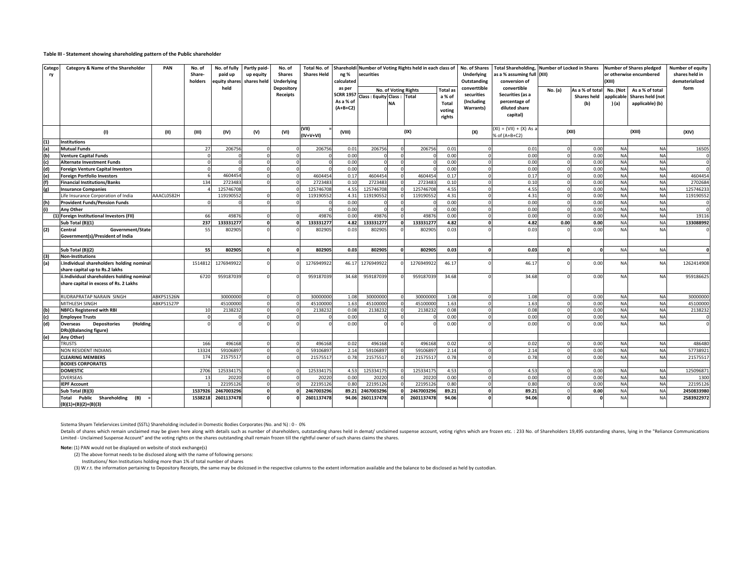**Table III - Statement showing shareholding pattern of the Public shareholder**

| Category | Category & Name of the Shareholder | PAN | No. of Share-holders | No. of fully paid up equity shares held | Partly paid-up equity shares held | No. of Shares Underlying Depository Receipts | Total No. of Shares Held | Shareholding % calculated as per SCRR 1957 As a % of (A+B+C2) | Number of Voting Rights held in each class of securities | | | | No. of Shares Underlying Outstanding converttible securities (Including Warrants) | Total Shareholding, as a % assuming full conversion of convertible Securities (as a percentage of diluted share capital) | Number of Locked in Shares (XII) | | Number of Shares pledged or otherwise encumbered (XIII) | | Number of equity shares held in dematerialized form |
|---|---|---|---|---|---|---|---|---|---|---|---|---|---|---|---|---|---|---|---|
| | | | | | | | | | No. of Voting Rights | | | Total as a % of Total voting rights | | | No. (a) | As a % of total Shares held (b) | No. (Not applicable ) (a) | As a % of total Shares held (not applicable) (b) | |
| | | | | | | | | | Class : Equity | Class : NA | Total | | | | | | | | |
| | (I) | (II) | (III) | (IV) | (V) | (VI) | (VII) = (IV+V+VI) | (VIII) | (IX) | | | | (X) | (XI) = (VII) + (X) As a % of (A+B+C2) | (XII) | | (XIII) | | (XIV) |
| (1) | **Institutions** | | | | | | | | | | | | | | | | | | |
| (a) | **Mutual Funds** | | 27 | 206756 | 0 | 0 | 206756 | 0.01 | 206756 | 0 | 206756 | 0.01 | 0 | 0.01 | 0 | 0.00 | NA | NA | 16505 |
| (b) | **Venture Capital Funds** | | 0 | 0 | 0 | 0 | 0 | 0.00 | 0 | 0 | 0 | 0.00 | 0 | 0.00 | 0 | 0.00 | NA | NA | 0 |
| (c) | **Alternate Investment Funds** | | 0 | 0 | 0 | 0 | 0 | 0.00 | 0 | 0 | 0 | 0.00 | 0 | 0.00 | 0 | 0.00 | NA | NA | 0 |
| (d) | **Foreign Venture Capital Investors** | | 0 | 0 | 0 | 0 | 0 | 0.00 | 0 | 0 | 0 | 0.00 | 0 | 0.00 | 0 | 0.00 | NA | NA | 0 |
| (e) | **Foreign Portfolio Investors** | | 6 | 4604454 | 0 | 0 | 4604454 | 0.17 | 4604454 | 0 | 4604454 | 0.17 | 0 | 0.17 | 0 | 0.00 | NA | NA | 4604454 |
| (f) | **Financial Institutions/Banks** | | 134 | 2723483 | 0 | 0 | 2723483 | 0.10 | 2723483 | 0 | 2723483 | 0.10 | 0 | 0.10 | 0 | 0.00 | NA | NA | 2702684 |
| (g) | **Insurance Companies** | | 4 | 125746708 | | 0 | 125746708 | 4.55 | 125746708 | 0 | 125746708 | 4.55 | 0 | 4.55 | 0 | 0.00 | NA | NA | 125746233 |
| | Life Insurance Corporation of India | AAACL0582H | | 119190552 | 0 | 0 | 119190552 | 4.31 | 119190552 | 0 | 119190552 | 4.31 | 0 | 4.31 | 0 | 0.00 | NA | NA | 119190552 |
| (h) | **Provident Funds/Pension Funds** | | 0 | 0 | 0 | 0 | 0 | 0.00 | 0 | 0 | 0 | 0.00 | 0 | 0.00 | 0 | 0.00 | NA | NA | 0 |
| (i) | **Any Other** | | | | | | 0 | 0.00 | 0 | 0 | 0 | 0.00 | 0 | 0.00 | 0 | 0.00 | NA | NA | 0 |
| (1) | **Foreign Institutional Investors (FII)** | | 66 | 49876 | 0 | 0 | 49876 | 0.00 | 49876 | 0 | 49876 | 0.00 | 0 | 0.00 | 0 | 0.00 | NA | NA | 19116 |
| | **Sub Total (B)(1)** | | **237** | **133331277** | **0** | **0** | **133331277** | **4.82** | **133331277** | **0** | **133331277** | **4.82** | **0** | **4.82** | **0.00** | **0.00** | NA | NA | **133088992** |
| (2) | **Central Government/State Government(s)/President of India** | | 55 | 802905 | 0 | 0 | 802905 | 0.03 | 802905 | 0 | 802905 | 0.03 | 0 | 0.03 | 0 | 0.00 | NA | NA | 0 |
| | **Sub Total (B)(2)** | | **55** | **802905** | **0** | **0** | **802905** | **0.03** | **802905** | **0** | **802905** | **0.03** | **0** | **0.03** | **0** | **0** | NA | NA | **0** |
| (3) | **Non-Institutions** | | | | | | | | | | | | | | | | | | |
| (a) | **i.Individual shareholders holding nominal share capital up to Rs.2 lakhs** | | 1514812 | 1276949922 | 0 | 0 | 1276949922 | 46.17 | 1276949922 | 0 | 1276949922 | 46.17 | 0 | 46.17 | 0 | 0.00 | NA | NA | 1262414908 |
| | **ii.Individual shareholders holding nominal share capital in excess of Rs. 2 Lakhs** | | 6720 | 959187039 | 0 | 0 | 959187039 | 34.68 | 959187039 | 0 | 959187039 | 34.68 | 0 | 34.68 | 0 | 0.00 | NA | NA | 959186625 |
| | RUDRAPRATAP NARAIN SINGH | ABKPS1526N | | 30000000 | 0 | 0 | 30000000 | 1.08 | 30000000 | 0 | 30000000 | 1.08 | 0 | 1.08 | 0 | 0.00 | NA | NA | 30000000 |
| | MITHLESH SINGH | ABKPS1527P | | 45100000 | 0 | 0 | 45100000 | 1.63 | 45100000 | 0 | 45100000 | 1.63 | 0 | 1.63 | 0 | 0.00 | NA | NA | 45100000 |
| (b) | **NBFCs Registered with RBI** | | 10 | 2138232 | 0 | 0 | 2138232 | 0.08 | 2138232 | 0 | 2138232 | 0.08 | 0 | 0.08 | 0 | 0.00 | NA | NA | 2138232 |
| (c) | **Employee Trusts** | | 0 | 0 | 0 | 0 | 0 | 0.00 | 0 | 0 | 0 | 0.00 | 0 | 0.00 | 0 | 0.00 | NA | NA | 0 |
| (d) | **Overseas Depositories (Holding DRs)(Balancing figure)** | | 0 | 0 | 0 | 0 | 0 | 0.00 | 0 | 0 | 0 | 0.00 | 0 | 0.00 | 0 | 0.00 | NA | NA | 0 |
| (e) | **Any Other)** | | | | | | | | | | | | | | | | | | |
| | TRUSTS | | 166 | 496168 | 0 | 0 | 496168 | 0.02 | 496168 | 0 | 496168 | 0.02 | 0 | 0.02 | 0 | 0.00 | NA | NA | 486480 |
| | NON RESIDENT INDIANS | | 13324 | 59106897 | 0 | 0 | 59106897 | 2.14 | 59106897 | 0 | 59106897 | 2.14 | 0 | 2.14 | 0 | 0.00 | NA | NA | 57738921 |
| | **CLEARING MEMBERS** | | 174 | 21575517 | 0 | 0 | 21575517 | 0.78 | 21575517 | 0 | 21575517 | 0.78 | 0 | 0.78 | 0 | 0.00 | NA | NA | 21575517 |
| | **BODIES CORPORATES** | | | | | | | | | | | | | | | | | | |
| | **DOMESTIC** | | 2706 | 125334175 | 0 | 0 | 125334175 | 4.53 | 125334175 | 0 | 125334175 | 4.53 | 0 | 4.53 | 0 | 0.00 | NA | NA | 125096871 |
| | OVERSEAS | | 13 | 20220 | 0 | 0 | 20220 | 0.00 | 20220 | 0 | 20220 | 0.00 | 0 | 0.00 | 0 | 0.00 | NA | NA | 1300 |
| | **IEPF Account** | | 1 | 22195126 | 0 | 0 | 22195126 | 0.80 | 22195126 | 0 | 22195126 | 0.80 | 0 | 0.80 | 0 | 0.00 | NA | NA | 22195126 |
| | **Sub Total (B)(3)** | | **1537926** | **2467003296** | **0** | **0** | **2467003296** | **89.21** | **2467003296** | **0** | **2467003296** | **89.21** | **0** | **89.21** | **0** | **0.00** | NA | NA | **2450833980** |
| | **Total Public Shareholding (B) = (B)(1)+(B)(2)+(B)(3)** | | **1538218** | **2601137478** | **0** | **0** | **2601137478** | **94.06** | **2601137478** | **0** | **2601137478** | **94.06** | **0** | **94.06** | **0** | **0** | NA | NA | **2583922972** |

Sistema Shyam TeleServices Limited (SSTL) Shareholding included in Domestic Bodies Corporates (No. and %) : 0 - 0%

Details of shares which remain unclaimed may be given here along with details such as number of shareholders, outstanding shares held in demat/ unclaimed suspense account, voting righrs which are frozen etc. : 233 No. of Shareholders 19,495 outstanding shares, lying in the "Reliance Communications Limited - Unclaimed Suspense Account" and the voting rights on the shares outstanding shall remain frozen till the rightful owner of such shares claims the shares.

**Note:** (1) PAN would not be displayed on website of stock exchange(s)

(2) The above format needs to be disclosed along with the name of following persons:

Institutions/ Non Institutions holding more than 1% of total number of shares

(3) W.r.t. the information pertaining to Depository Receipts, the same may be dislcosed in the respective columns to the extent information available and the balance to be disclosed as held by custodian.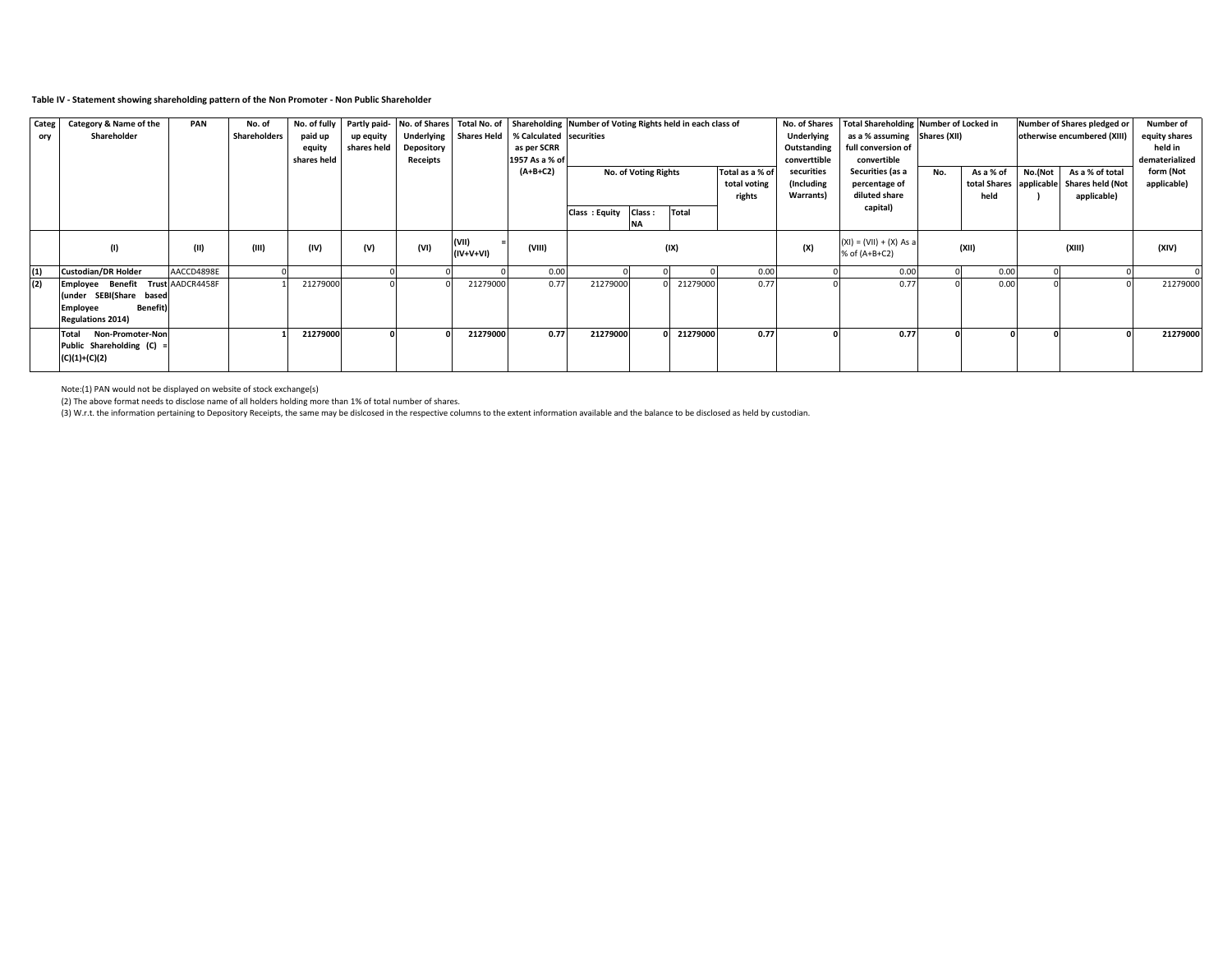**Table IV - Statement showing shareholding pattern of the Non Promoter - Non Public Shareholder**

| Category | Category & Name of the Shareholder | PAN | No. of Shareholders | No. of fully paid up equity shares held | Partly paid-up equity shares held | No. of Shares Underlying Depository Receipts | Total No. of Shares Held | Shareholding % Calculated as per SCRR 1957 As a % of (A+B+C2) | Number of Voting Rights held in each class of securities | | | | No. of Shares Underlying Outstanding converttible securities (Including Warrants) | Total Shareholding as a % assuming full conversion of convertible Securities (as a percentage of diluted share capital) | Number of Locked in Shares (XII) | | Number of Shares pledged or otherwise encumbered (XIII) | | Number of equity shares held in dematerialized form (Not applicable) |
|---|---|---|---|---|---|---|---|---|---|---|---|---|---|---|---|---|---|---|---|
| | | | | | | | | | No. of Voting Rights | | | Total as a % of total voting rights | | | No. | As a % of total Shares held | No.(Not applicable) | As a % of total Shares held (Not applicable) | |
| | | | | | | | | | Class : Equity | Class : NA | Total | | | | | | | | |
| | (I) | (II) | (III) | (IV) | (V) | (VI) | (VII) = (IV+V+VI) | (VIII) | (IX) | | | | (X) | (XI) = (VII) + (X) As a % of (A+B+C2) | (XII) | | (XIII) | | (XIV) |
| (1) | Custodian/DR Holder | AACCD4898E | 0 | | 0 | 0 | 0 | 0.00 | 0 | 0 | 0 | 0.00 | 0 | 0.00 | 0 | 0.00 | 0 | 0 | 0 |
| (2) | Employee Benefit Trust (under SEBI(Share based Employee Benefit) Regulations 2014) | AADCR4458F | 1 | 21279000 | 0 | 0 | 21279000 | 0.77 | 21279000 | 0 | 21279000 | 0.77 | 0 | 0.77 | 0 | 0.00 | 0 | 0 | 21279000 |
| | **Total Non-Promoter-Non Public Shareholding (C) = (C)(1)+(C)(2)** | | **1** | **21279000** | **0** | **0** | **21279000** | **0.77** | **21279000** | **0** | **21279000** | **0.77** | **0** | **0.77** | **0** | **0** | **0** | **0** | **21279000** |

Note:(1) PAN would not be displayed on website of stock exchange(s)

(2) The above format needs to disclose name of all holders holding more than 1% of total number of shares.

(3) W.r.t. the information pertaining to Depository Receipts, the same may be dislcosed in the respective columns to the extent information available and the balance to be disclosed as held by custodian.